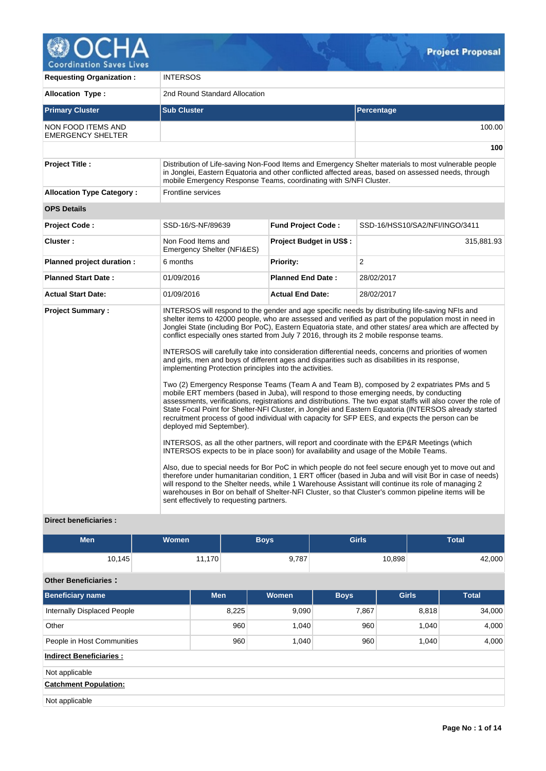**Project Proposal**

| Requesting Organization : | INTERSOS | |
|---|---|---|
| Allocation Type : | 2nd Round Standard Allocation | |
| **Primary Cluster** | **Sub Cluster** | **Percentage** |
| NON FOOD ITEMS AND EMERGENCY SHELTER | | 100.00 |
| | | **100** |

| | |
|---|---|
| **Project Title :** | Distribution of Life-saving Non-Food Items and Emergency Shelter materials to most vulnerable people in Jonglei, Eastern Equatoria and other conflicted affected areas, based on assessed needs, through mobile Emergency Response Teams, coordinating with S/NFI Cluster. |
| **Allocation Type Category :** | Frontline services |

**OPS Details**

| | | | |
|---|---|---|---|
| **Project Code :** | SSD-16/S-NF/89639 | **Fund Project Code :** | SSD-16/HSS10/SA2/NFI/INGO/3411 |
| **Cluster :** | Non Food Items and Emergency Shelter (NFI&ES) | **Project Budget in US$ :** | 315,881.93 |
| **Planned project duration :** | 6 months | **Priority:** | 2 |
| **Planned Start Date :** | 01/09/2016 | **Planned End Date :** | 28/02/2017 |
| **Actual Start Date:** | 01/09/2016 | **Actual End Date:** | 28/02/2017 |

**Project Summary :**

INTERSOS will respond to the gender and age specific needs by distributing life-saving NFIs and shelter items to 42000 people, who are assessed and verified as part of the population most in need in Jonglei State (including Bor PoC), Eastern Equatoria state, and other states/ area which are affected by conflict especially ones started from July 7 2016, through its 2 mobile response teams.

INTERSOS will carefully take into consideration differential needs, concerns and priorities of women and girls, men and boys of different ages and disparities such as disabilities in its response, implementing Protection principles into the activities.

Two (2) Emergency Response Teams (Team A and Team B), composed by 2 expatriates PMs and 5 mobile ERT members (based in Juba), will respond to those emerging needs, by conducting assessments, verifications, registrations and distributions. The two expat staffs will also cover the role of State Focal Point for Shelter-NFI Cluster, in Jonglei and Eastern Equatoria (INTERSOS already started recruitment process of good individual with capacity for SFP EES, and expects the person can be deployed mid September).

INTERSOS, as all the other partners, will report and coordinate with the EP&R Meetings (which INTERSOS expects to be in place soon) for availability and usage of the Mobile Teams.

Also, due to special needs for Bor PoC in which people do not feel secure enough yet to move out and therefore under humanitarian condition, 1 ERT officer (based in Juba and will visit Bor in case of needs) will respond to the Shelter needs, while 1 Warehouse Assistant will continue its role of managing 2 warehouses in Bor on behalf of Shelter-NFI Cluster, so that Cluster's common pipeline items will be sent effectively to requesting partners.

**Direct beneficiaries :**

| Men | Women | Boys | Girls | Total |
|---|---|---|---|---|
| 10,145 | 11,170 | 9,787 | 10,898 | 42,000 |

**Other Beneficiaries :**

| Beneficiary name | Men | Women | Boys | Girls | Total |
|---|---|---|---|---|---|
| Internally Displaced People | 8,225 | 9,090 | 7,867 | 8,818 | 34,000 |
| Other | 960 | 1,040 | 960 | 1,040 | 4,000 |
| People in Host Communities | 960 | 1,040 | 960 | 1,040 | 4,000 |

**Indirect Beneficiaries :**

Not applicable

**Catchment Population:**

Not applicable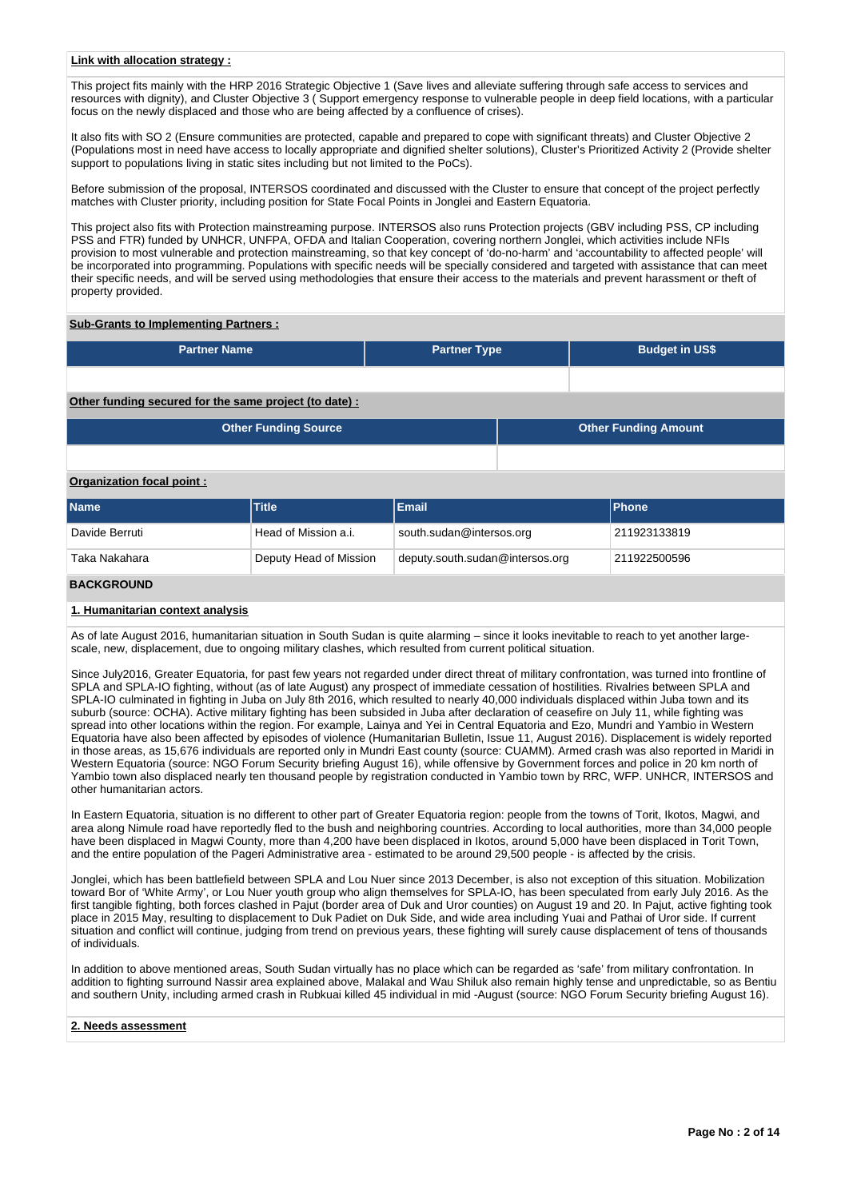**Link with allocation strategy :**

This project fits mainly with the HRP 2016 Strategic Objective 1 (Save lives and alleviate suffering through safe access to services and resources with dignity), and Cluster Objective 3 ( Support emergency response to vulnerable people in deep field locations, with a particular focus on the newly displaced and those who are being affected by a confluence of crises).

It also fits with SO 2 (Ensure communities are protected, capable and prepared to cope with significant threats) and Cluster Objective 2 (Populations most in need have access to locally appropriate and dignified shelter solutions), Cluster's Prioritized Activity 2 (Provide shelter support to populations living in static sites including but not limited to the PoCs).

Before submission of the proposal, INTERSOS coordinated and discussed with the Cluster to ensure that concept of the project perfectly matches with Cluster priority, including position for State Focal Points in Jonglei and Eastern Equatoria.

This project also fits with Protection mainstreaming purpose. INTERSOS also runs Protection projects (GBV including PSS, CP including PSS and FTR) funded by UNHCR, UNFPA, OFDA and Italian Cooperation, covering northern Jonglei, which activities include NFIs provision to most vulnerable and protection mainstreaming, so that key concept of 'do-no-harm' and 'accountability to affected people' will be incorporated into programming. Populations with specific needs will be specially considered and targeted with assistance that can meet their specific needs, and will be served using methodologies that ensure their access to the materials and prevent harassment or theft of property provided.

**Sub-Grants to Implementing Partners :**

| Partner Name | Partner Type | Budget in US$ |
| --- | --- | --- |
| | | |

**Other funding secured for the same project (to date) :**

| Other Funding Source | Other Funding Amount |
| --- | --- |
| | |

**Organization focal point :**

| Name | Title | Email | Phone |
| --- | --- | --- | --- |
| Davide Berruti | Head of Mission a.i. | south.sudan@intersos.org | 211923133819 |
| Taka Nakahara | Deputy Head of Mission | deputy.south.sudan@intersos.org | 211922500596 |

## BACKGROUND

**1. Humanitarian context analysis**

As of late August 2016, humanitarian situation in South Sudan is quite alarming – since it looks inevitable to reach to yet another large-scale, new, displacement, due to ongoing military clashes, which resulted from current political situation.

Since July2016, Greater Equatoria, for past few years not regarded under direct threat of military confrontation, was turned into frontline of SPLA and SPLA-IO fighting, without (as of late August) any prospect of immediate cessation of hostilities. Rivalries between SPLA and SPLA-IO culminated in fighting in Juba on July 8th 2016, which resulted to nearly 40,000 individuals displaced within Juba town and its suburb (source: OCHA). Active military fighting has been subsided in Juba after declaration of ceasefire on July 11, while fighting was spread into other locations within the region. For example, Lainya and Yei in Central Equatoria and Ezo, Mundri and Yambio in Western Equatoria have also been affected by episodes of violence (Humanitarian Bulletin, Issue 11, August 2016). Displacement is widely reported in those areas, as 15,676 individuals are reported only in Mundri East county (source: CUAMM). Armed crash was also reported in Maridi in Western Equatoria (source: NGO Forum Security briefing August 16), while offensive by Government forces and police in 20 km north of Yambio town also displaced nearly ten thousand people by registration conducted in Yambio town by RRC, WFP. UNHCR, INTERSOS and other humanitarian actors.

In Eastern Equatoria, situation is no different to other part of Greater Equatoria region: people from the towns of Torit, Ikotos, Magwi, and area along Nimule road have reportedly fled to the bush and neighboring countries. According to local authorities, more than 34,000 people have been displaced in Magwi County, more than 4,200 have been displaced in Ikotos, around 5,000 have been displaced in Torit Town, and the entire population of the Pageri Administrative area - estimated to be around 29,500 people - is affected by the crisis.

Jonglei, which has been battlefield between SPLA and Lou Nuer since 2013 December, is also not exception of this situation. Mobilization toward Bor of 'White Army', or Lou Nuer youth group who align themselves for SPLA-IO, has been speculated from early July 2016. As the first tangible fighting, both forces clashed in Pajut (border area of Duk and Uror counties) on August 19 and 20. In Pajut, active fighting took place in 2015 May, resulting to displacement to Duk Padiet on Duk Side, and wide area including Yuai and Pathai of Uror side. If current situation and conflict will continue, judging from trend on previous years, these fighting will surely cause displacement of tens of thousands of individuals.

In addition to above mentioned areas, South Sudan virtually has no place which can be regarded as 'safe' from military confrontation. In addition to fighting surround Nassir area explained above, Malakal and Wau Shiluk also remain highly tense and unpredictable, so as Bentiu and southern Unity, including armed crash in Rubkuai killed 45 individual in mid -August (source: NGO Forum Security briefing August 16).

**2. Needs assessment**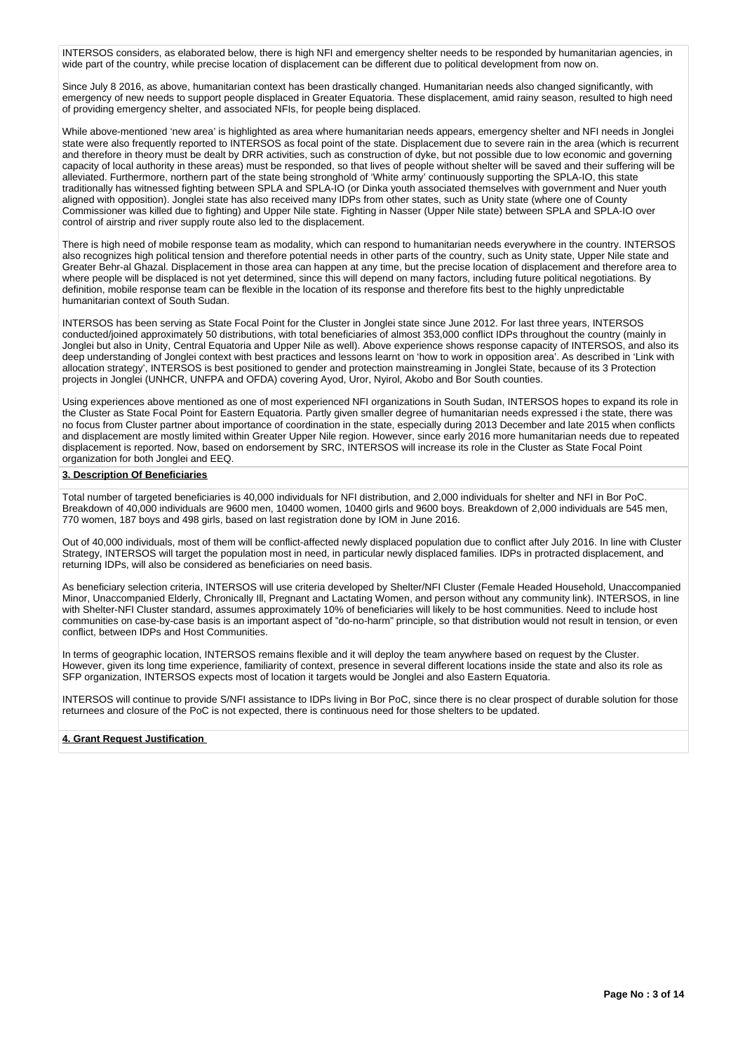INTERSOS considers, as elaborated below, there is high NFI and emergency shelter needs to be responded by humanitarian agencies, in wide part of the country, while precise location of displacement can be different due to political development from now on.

Since July 8 2016, as above, humanitarian context has been drastically changed. Humanitarian needs also changed significantly, with emergency of new needs to support people displaced in Greater Equatoria. These displacement, amid rainy season, resulted to high need of providing emergency shelter, and associated NFIs, for people being displaced.

While above-mentioned 'new area' is highlighted as area where humanitarian needs appears, emergency shelter and NFI needs in Jonglei state were also frequently reported to INTERSOS as focal point of the state. Displacement due to severe rain in the area (which is recurrent and therefore in theory must be dealt by DRR activities, such as construction of dyke, but not possible due to low economic and governing capacity of local authority in these areas) must be responded, so that lives of people without shelter will be saved and their suffering will be alleviated. Furthermore, northern part of the state being stronghold of 'White army' continuously supporting the SPLA-IO, this state traditionally has witnessed fighting between SPLA and SPLA-IO (or Dinka youth associated themselves with government and Nuer youth aligned with opposition). Jonglei state has also received many IDPs from other states, such as Unity state (where one of County Commissioner was killed due to fighting) and Upper Nile state. Fighting in Nasser (Upper Nile state) between SPLA and SPLA-IO over control of airstrip and river supply route also led to the displacement.

There is high need of mobile response team as modality, which can respond to humanitarian needs everywhere in the country. INTERSOS also recognizes high political tension and therefore potential needs in other parts of the country, such as Unity state, Upper Nile state and Greater Behr-al Ghazal. Displacement in those area can happen at any time, but the precise location of displacement and therefore area to where people will be displaced is not yet determined, since this will depend on many factors, including future political negotiations. By definition, mobile response team can be flexible in the location of its response and therefore fits best to the highly unpredictable humanitarian context of South Sudan.

INTERSOS has been serving as State Focal Point for the Cluster in Jonglei state since June 2012. For last three years, INTERSOS conducted/joined approximately 50 distributions, with total beneficiaries of almost 353,000 conflict IDPs throughout the country (mainly in Jonglei but also in Unity, Central Equatoria and Upper Nile as well). Above experience shows response capacity of INTERSOS, and also its deep understanding of Jonglei context with best practices and lessons learnt on 'how to work in opposition area'. As described in 'Link with allocation strategy', INTERSOS is best positioned to gender and protection mainstreaming in Jonglei State, because of its 3 Protection projects in Jonglei (UNHCR, UNFPA and OFDA) covering Ayod, Uror, Nyirol, Akobo and Bor South counties.

Using experiences above mentioned as one of most experienced NFI organizations in South Sudan, INTERSOS hopes to expand its role in the Cluster as State Focal Point for Eastern Equatoria. Partly given smaller degree of humanitarian needs expressed i the state, there was no focus from Cluster partner about importance of coordination in the state, especially during 2013 December and late 2015 when conflicts and displacement are mostly limited within Greater Upper Nile region. However, since early 2016 more humanitarian needs due to repeated displacement is reported. Now, based on endorsement by SRC, INTERSOS will increase its role in the Cluster as State Focal Point organization for both Jonglei and EEQ.

**3. Description Of Beneficiaries**

Total number of targeted beneficiaries is 40,000 individuals for NFI distribution, and 2,000 individuals for shelter and NFI in Bor PoC. Breakdown of 40,000 individuals are 9600 men, 10400 women, 10400 girls and 9600 boys. Breakdown of 2,000 individuals are 545 men, 770 women, 187 boys and 498 girls, based on last registration done by IOM in June 2016.

Out of 40,000 individuals, most of them will be conflict-affected newly displaced population due to conflict after July 2016. In line with Cluster Strategy, INTERSOS will target the population most in need, in particular newly displaced families. IDPs in protracted displacement, and returning IDPs, will also be considered as beneficiaries on need basis.

As beneficiary selection criteria, INTERSOS will use criteria developed by Shelter/NFI Cluster (Female Headed Household, Unaccompanied Minor, Unaccompanied Elderly, Chronically Ill, Pregnant and Lactating Women, and person without any community link). INTERSOS, in line with Shelter-NFI Cluster standard, assumes approximately 10% of beneficiaries will likely to be host communities. Need to include host communities on case-by-case basis is an important aspect of "do-no-harm" principle, so that distribution would not result in tension, or even conflict, between IDPs and Host Communities.

In terms of geographic location, INTERSOS remains flexible and it will deploy the team anywhere based on request by the Cluster. However, given its long time experience, familiarity of context, presence in several different locations inside the state and also its role as SFP organization, INTERSOS expects most of location it targets would be Jonglei and also Eastern Equatoria.

INTERSOS will continue to provide S/NFI assistance to IDPs living in Bor PoC, since there is no clear prospect of durable solution for those returnees and closure of the PoC is not expected, there is continuous need for those shelters to be updated.

**4. Grant Request Justification**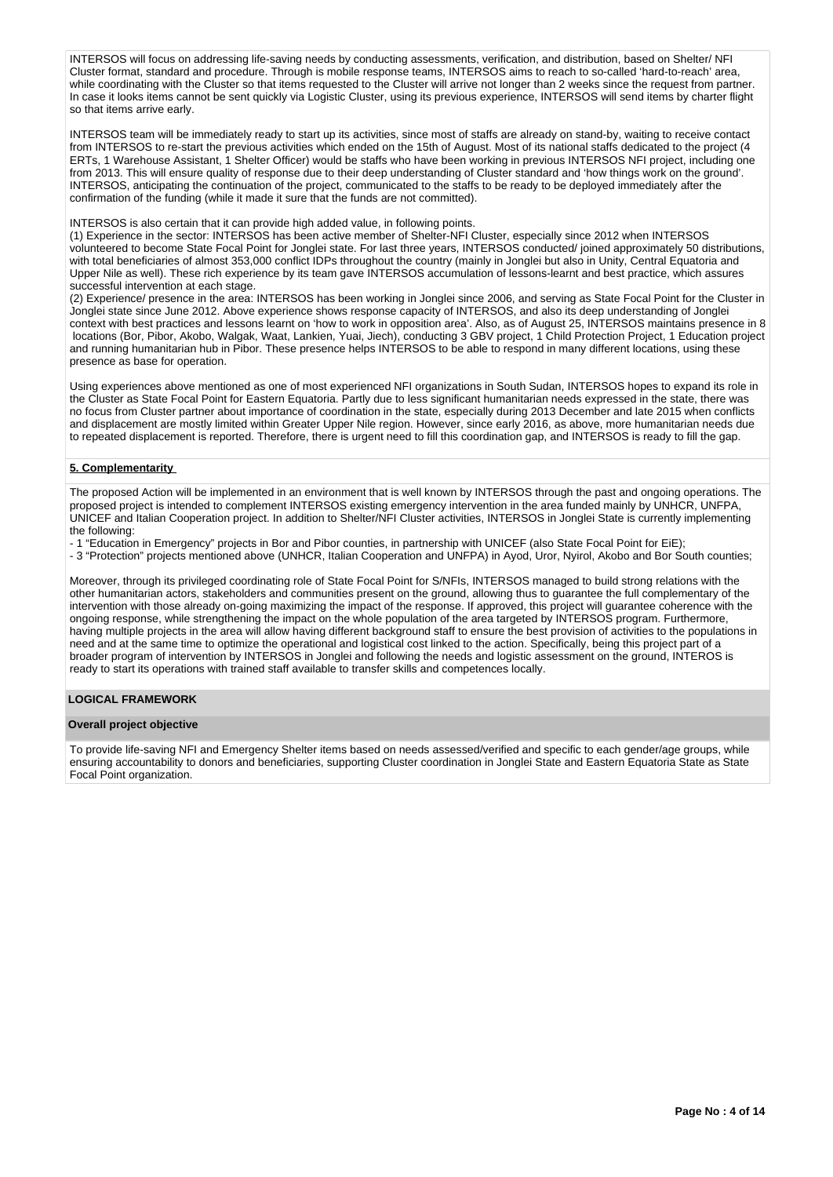INTERSOS will focus on addressing life-saving needs by conducting assessments, verification, and distribution, based on Shelter/ NFI Cluster format, standard and procedure. Through is mobile response teams, INTERSOS aims to reach to so-called 'hard-to-reach' area, while coordinating with the Cluster so that items requested to the Cluster will arrive not longer than 2 weeks since the request from partner. In case it looks items cannot be sent quickly via Logistic Cluster, using its previous experience, INTERSOS will send items by charter flight so that items arrive early.

INTERSOS team will be immediately ready to start up its activities, since most of staffs are already on stand-by, waiting to receive contact from INTERSOS to re-start the previous activities which ended on the 15th of August. Most of its national staffs dedicated to the project (4 ERTs, 1 Warehouse Assistant, 1 Shelter Officer) would be staffs who have been working in previous INTERSOS NFI project, including one from 2013. This will ensure quality of response due to their deep understanding of Cluster standard and 'how things work on the ground'. INTERSOS, anticipating the continuation of the project, communicated to the staffs to be ready to be deployed immediately after the confirmation of the funding (while it made it sure that the funds are not committed).

INTERSOS is also certain that it can provide high added value, in following points.
(1) Experience in the sector: INTERSOS has been active member of Shelter-NFI Cluster, especially since 2012 when INTERSOS volunteered to become State Focal Point for Jonglei state. For last three years, INTERSOS conducted/ joined approximately 50 distributions, with total beneficiaries of almost 353,000 conflict IDPs throughout the country (mainly in Jonglei but also in Unity, Central Equatoria and Upper Nile as well). These rich experience by its team gave INTERSOS accumulation of lessons-learnt and best practice, which assures successful intervention at each stage.
(2) Experience/ presence in the area: INTERSOS has been working in Jonglei since 2006, and serving as State Focal Point for the Cluster in Jonglei state since June 2012. Above experience shows response capacity of INTERSOS, and also its deep understanding of Jonglei context with best practices and lessons learnt on 'how to work in opposition area'. Also, as of August 25, INTERSOS maintains presence in 8 locations (Bor, Pibor, Akobo, Walgak, Waat, Lankien, Yuai, Jiech), conducting 3 GBV project, 1 Child Protection Project, 1 Education project and running humanitarian hub in Pibor. These presence helps INTERSOS to be able to respond in many different locations, using these presence as base for operation.

Using experiences above mentioned as one of most experienced NFI organizations in South Sudan, INTERSOS hopes to expand its role in the Cluster as State Focal Point for Eastern Equatoria. Partly due to less significant humanitarian needs expressed in the state, there was no focus from Cluster partner about importance of coordination in the state, especially during 2013 December and late 2015 when conflicts and displacement are mostly limited within Greater Upper Nile region. However, since early 2016, as above, more humanitarian needs due to repeated displacement is reported. Therefore, there is urgent need to fill this coordination gap, and INTERSOS is ready to fill the gap.

**5. Complementarity**

The proposed Action will be implemented in an environment that is well known by INTERSOS through the past and ongoing operations. The proposed project is intended to complement INTERSOS existing emergency intervention in the area funded mainly by UNHCR, UNFPA, UNICEF and Italian Cooperation project. In addition to Shelter/NFI Cluster activities, INTERSOS in Jonglei State is currently implementing the following:
- 1 "Education in Emergency" projects in Bor and Pibor counties, in partnership with UNICEF (also State Focal Point for EiE);
- 3 "Protection" projects mentioned above (UNHCR, Italian Cooperation and UNFPA) in Ayod, Uror, Nyirol, Akobo and Bor South counties;

Moreover, through its privileged coordinating role of State Focal Point for S/NFIs, INTERSOS managed to build strong relations with the other humanitarian actors, stakeholders and communities present on the ground, allowing thus to guarantee the full complementary of the intervention with those already on-going maximizing the impact of the response. If approved, this project will guarantee coherence with the ongoing response, while strengthening the impact on the whole population of the area targeted by INTERSOS program. Furthermore, having multiple projects in the area will allow having different background staff to ensure the best provision of activities to the populations in need and at the same time to optimize the operational and logistical cost linked to the action. Specifically, being this project part of a broader program of intervention by INTERSOS in Jonglei and following the needs and logistic assessment on the ground, INTEROS is ready to start its operations with trained staff available to transfer skills and competences locally.

## LOGICAL FRAMEWORK

### Overall project objective

To provide life-saving NFI and Emergency Shelter items based on needs assessed/verified and specific to each gender/age groups, while ensuring accountability to donors and beneficiaries, supporting Cluster coordination in Jonglei State and Eastern Equatoria State as State Focal Point organization.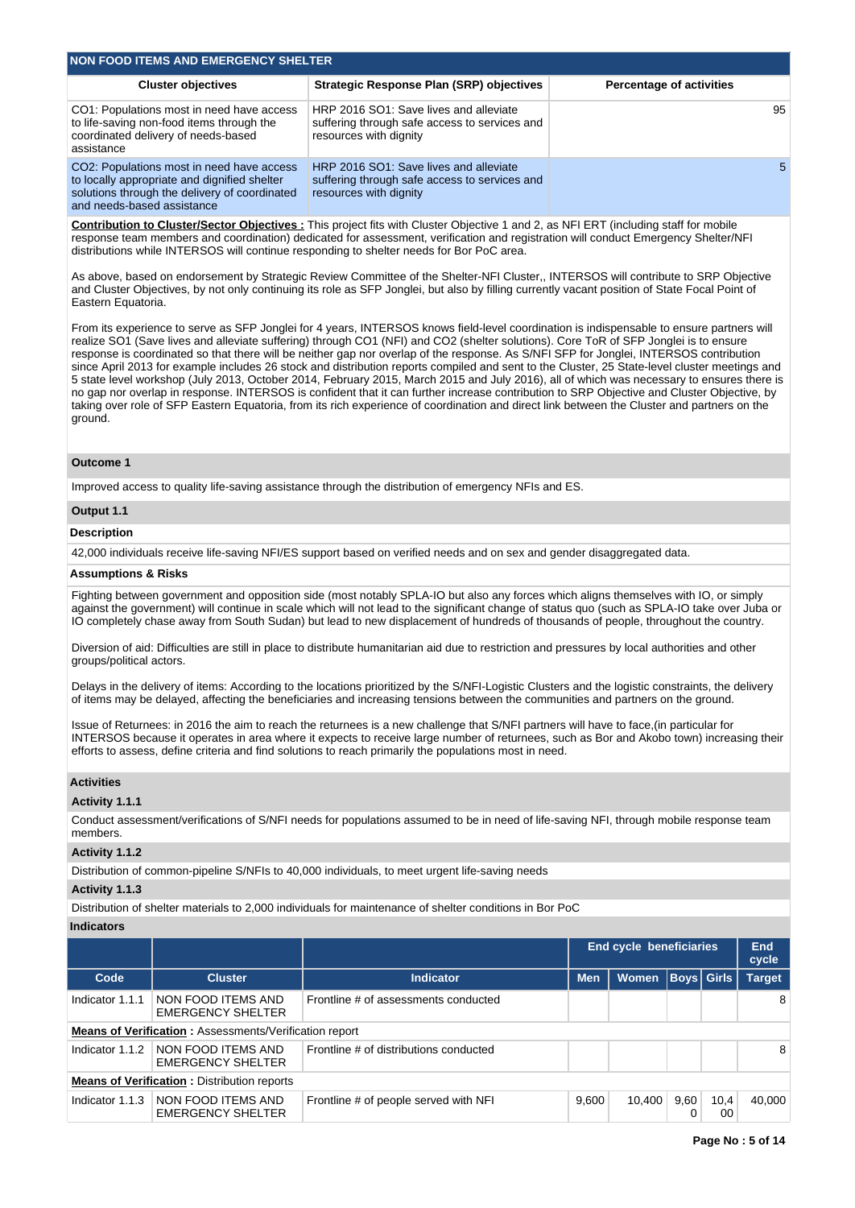## NON FOOD ITEMS AND EMERGENCY SHELTER

| Cluster objectives | Strategic Response Plan (SRP) objectives | Percentage of activities |
|---|---|---|
| CO1: Populations most in need have access to life-saving non-food items through the coordinated delivery of needs-based assistance | HRP 2016 SO1: Save lives and alleviate suffering through safe access to services and resources with dignity | 95 |
| CO2: Populations most in need have access to locally appropriate and dignified shelter solutions through the delivery of coordinated and needs-based assistance | HRP 2016 SO1: Save lives and alleviate suffering through safe access to services and resources with dignity | 5 |

**Contribution to Cluster/Sector Objectives :** This project fits with Cluster Objective 1 and 2, as NFI ERT (including staff for mobile response team members and coordination) dedicated for assessment, verification and registration will conduct Emergency Shelter/NFI distributions while INTERSOS will continue responding to shelter needs for Bor PoC area.

As above, based on endorsement by Strategic Review Committee of the Shelter-NFI Cluster,, INTERSOS will contribute to SRP Objective and Cluster Objectives, by not only continuing its role as SFP Jonglei, but also by filling currently vacant position of State Focal Point of Eastern Equatoria.

From its experience to serve as SFP Jonglei for 4 years, INTERSOS knows field-level coordination is indispensable to ensure partners will realize SO1 (Save lives and alleviate suffering) through CO1 (NFI) and CO2 (shelter solutions). Core ToR of SFP Jonglei is to ensure response is coordinated so that there will be neither gap nor overlap of the response. As S/NFI SFP for Jonglei, INTERSOS contribution since April 2013 for example includes 26 stock and distribution reports compiled and sent to the Cluster, 25 State-level cluster meetings and 5 state level workshop (July 2013, October 2014, February 2015, March 2015 and July 2016), all of which was necessary to ensures there is no gap nor overlap in response. INTERSOS is confident that it can further increase contribution to SRP Objective and Cluster Objective, by taking over role of SFP Eastern Equatoria, from its rich experience of coordination and direct link between the Cluster and partners on the ground.

### Outcome 1

Improved access to quality life-saving assistance through the distribution of emergency NFIs and ES.

### Output 1.1

**Description**

42,000 individuals receive life-saving NFI/ES support based on verified needs and on sex and gender disaggregated data.

**Assumptions & Risks**

Fighting between government and opposition side (most notably SPLA-IO but also any forces which aligns themselves with IO, or simply against the government) will continue in scale which will not lead to the significant change of status quo (such as SPLA-IO take over Juba or IO completely chase away from South Sudan) but lead to new displacement of hundreds of thousands of people, throughout the country.

Diversion of aid: Difficulties are still in place to distribute humanitarian aid due to restriction and pressures by local authorities and other groups/political actors.

Delays in the delivery of items: According to the locations prioritized by the S/NFI-Logistic Clusters and the logistic constraints, the delivery of items may be delayed, affecting the beneficiaries and increasing tensions between the communities and partners on the ground.

Issue of Returnees: in 2016 the aim to reach the returnees is a new challenge that S/NFI partners will have to face,(in particular for INTERSOS because it operates in area where it expects to receive large number of returnees, such as Bor and Akobo town) increasing their efforts to assess, define criteria and find solutions to reach primarily the populations most in need.

**Activities**

**Activity 1.1.1**

Conduct assessment/verifications of S/NFI needs for populations assumed to be in need of life-saving NFI, through mobile response team members.

**Activity 1.1.2**

Distribution of common-pipeline S/NFIs to 40,000 individuals, to meet urgent life-saving needs

**Activity 1.1.3**

Distribution of shelter materials to 2,000 individuals for maintenance of shelter conditions in Bor PoC

**Indicators**

| | | | End cycle beneficiaries | | | | End cycle |
|---|---|---|---|---|---|---|---|
| Code | Cluster | Indicator | Men | Women | Boys | Girls | Target |
| Indicator 1.1.1 | NON FOOD ITEMS AND EMERGENCY SHELTER | Frontline # of assessments conducted | | | | | 8 |
| **Means of Verification :** Assessments/Verification report | | | | | | | |
| Indicator 1.1.2 | NON FOOD ITEMS AND EMERGENCY SHELTER | Frontline # of distributions conducted | | | | | 8 |
| **Means of Verification :** Distribution reports | | | | | | | |
| Indicator 1.1.3 | NON FOOD ITEMS AND EMERGENCY SHELTER | Frontline # of people served with NFI | 9,600 | 10,400 | 9,600 | 10,400 | 40,000 |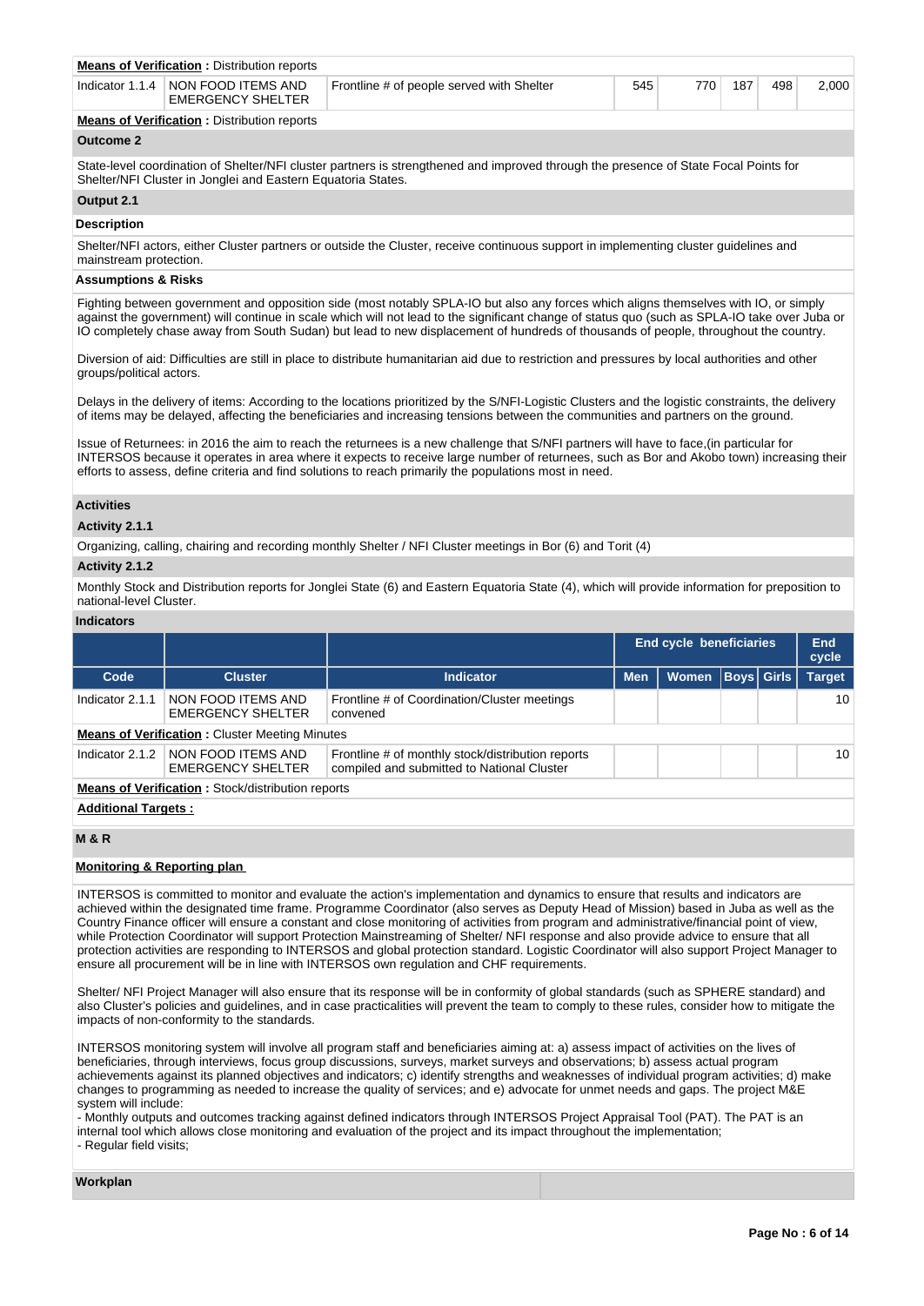**Means of Verification :** Distribution reports

| Indicator 1.1.4 | NON FOOD ITEMS AND EMERGENCY SHELTER | Frontline # of people served with Shelter | 545 | 770 | 187 | 498 | 2,000 |
|---|---|---|---|---|---|---|---|

**Means of Verification :** Distribution reports

**Outcome 2**

State-level coordination of Shelter/NFI cluster partners is strengthened and improved through the presence of State Focal Points for Shelter/NFI Cluster in Jonglei and Eastern Equatoria States.

**Output 2.1**

**Description**

Shelter/NFI actors, either Cluster partners or outside the Cluster, receive continuous support in implementing cluster guidelines and mainstream protection.

**Assumptions & Risks**

Fighting between government and opposition side (most notably SPLA-IO but also any forces which aligns themselves with IO, or simply against the government) will continue in scale which will not lead to the significant change of status quo (such as SPLA-IO take over Juba or IO completely chase away from South Sudan) but lead to new displacement of hundreds of thousands of people, throughout the country.

Diversion of aid: Difficulties are still in place to distribute humanitarian aid due to restriction and pressures by local authorities and other groups/political actors.

Delays in the delivery of items: According to the locations prioritized by the S/NFI-Logistic Clusters and the logistic constraints, the delivery of items may be delayed, affecting the beneficiaries and increasing tensions between the communities and partners on the ground.

Issue of Returnees: in 2016 the aim to reach the returnees is a new challenge that S/NFI partners will have to face,(in particular for INTERSOS because it operates in area where it expects to receive large number of returnees, such as Bor and Akobo town) increasing their efforts to assess, define criteria and find solutions to reach primarily the populations most in need.

**Activities**

**Activity 2.1.1**

Organizing, calling, chairing and recording monthly Shelter / NFI Cluster meetings in Bor (6) and Torit (4)

**Activity 2.1.2**

Monthly Stock and Distribution reports for Jonglei State (6) and Eastern Equatoria State (4), which will provide information for preposition to national-level Cluster.

**Indicators**

| | | | End cycle beneficiaries | | | | End cycle |
|---|---|---|---|---|---|---|---|
| **Code** | **Cluster** | **Indicator** | **Men** | **Women** | **Boys** | **Girls** | **Target** |
| Indicator 2.1.1 | NON FOOD ITEMS AND EMERGENCY SHELTER | Frontline # of Coordination/Cluster meetings convened | | | | | 10 |
| **Means of Verification :** Cluster Meeting Minutes | | | | | | | |
| Indicator 2.1.2 | NON FOOD ITEMS AND EMERGENCY SHELTER | Frontline # of monthly stock/distribution reports compiled and submitted to National Cluster | | | | | 10 |
| **Means of Verification :** Stock/distribution reports | | | | | | | |

**Additional Targets :**

**M & R**

**Monitoring & Reporting plan**

INTERSOS is committed to monitor and evaluate the action's implementation and dynamics to ensure that results and indicators are achieved within the designated time frame. Programme Coordinator (also serves as Deputy Head of Mission) based in Juba as well as the Country Finance officer will ensure a constant and close monitoring of activities from program and administrative/financial point of view, while Protection Coordinator will support Protection Mainstreaming of Shelter/ NFI response and also provide advice to ensure that all protection activities are responding to INTERSOS and global protection standard. Logistic Coordinator will also support Project Manager to ensure all procurement will be in line with INTERSOS own regulation and CHF requirements.

Shelter/ NFI Project Manager will also ensure that its response will be in conformity of global standards (such as SPHERE standard) and also Cluster's policies and guidelines, and in case practicalities will prevent the team to comply to these rules, consider how to mitigate the impacts of non-conformity to the standards.

INTERSOS monitoring system will involve all program staff and beneficiaries aiming at: a) assess impact of activities on the lives of beneficiaries, through interviews, focus group discussions, surveys, market surveys and observations; b) assess actual program achievements against its planned objectives and indicators; c) identify strengths and weaknesses of individual program activities; d) make changes to programming as needed to increase the quality of services; and e) advocate for unmet needs and gaps. The project M&E system will include:
- Monthly outputs and outcomes tracking against defined indicators through INTERSOS Project Appraisal Tool (PAT). The PAT is an internal tool which allows close monitoring and evaluation of the project and its impact throughout the implementation;
- Regular field visits;

**Workplan**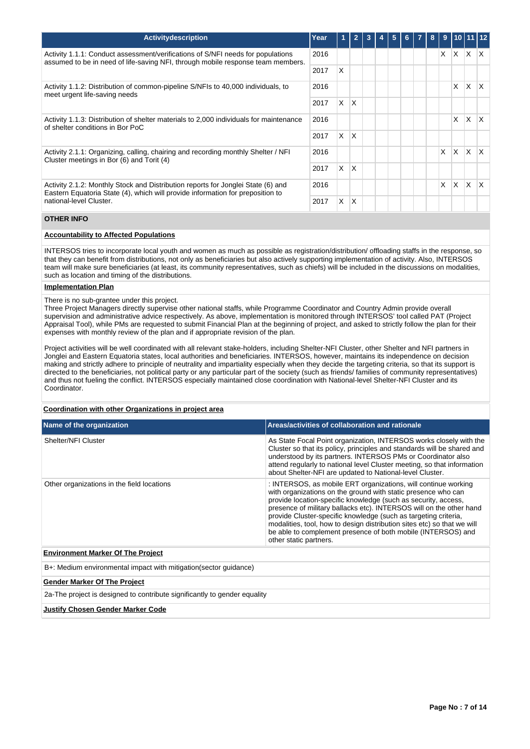| Activitydescription | Year | 1 | 2 | 3 | 4 | 5 | 6 | 7 | 8 | 9 | 10 | 11 | 12 |
|---|---|---|---|---|---|---|---|---|---|---|---|---|---|
| Activity 1.1.1: Conduct assessment/verifications of S/NFI needs for populations assumed to be in need of life-saving NFI, through mobile response team members. | 2016 | | | | | | | | | X | X | X | X |
| | 2017 | X | | | | | | | | | | | |
| Activity 1.1.2: Distribution of common-pipeline S/NFIs to 40,000 individuals, to meet urgent life-saving needs | 2016 | | | | | | | | | | X | X | X |
| | 2017 | X | X | | | | | | | | | | |
| Activity 1.1.3: Distribution of shelter materials to 2,000 individuals for maintenance of shelter conditions in Bor PoC | 2016 | | | | | | | | | | X | X | X |
| | 2017 | X | X | | | | | | | | | | |
| Activity 2.1.1: Organizing, calling, chairing and recording monthly Shelter / NFI Cluster meetings in Bor (6) and Torit (4) | 2016 | | | | | | | | | X | X | X | X |
| | 2017 | X | X | | | | | | | | | | |
| Activity 2.1.2: Monthly Stock and Distribution reports for Jonglei State (6) and Eastern Equatoria State (4), which will provide information for preposition to national-level Cluster. | 2016 | | | | | | | | | X | X | X | X |
| | 2017 | X | X | | | | | | | | | | |

## OTHER INFO

**Accountability to Affected Populations**

INTERSOS tries to incorporate local youth and women as much as possible as registration/distribution/ offloading staffs in the response, so that they can benefit from distributions, not only as beneficiaries but also actively supporting implementation of activity. Also, INTERSOS team will make sure beneficiaries (at least, its community representatives, such as chiefs) will be included in the discussions on modalities, such as location and timing of the distributions.

**Implementation Plan**

There is no sub-grantee under this project.
Three Project Managers directly supervise other national staffs, while Programme Coordinator and Country Admin provide overall supervision and administrative advice respectively. As above, implementation is monitored through INTERSOS' tool called PAT (Project Appraisal Tool), while PMs are requested to submit Financial Plan at the beginning of project, and asked to strictly follow the plan for their expenses with monthly review of the plan and if appropriate revision of the plan.

Project activities will be well coordinated with all relevant stake-holders, including Shelter-NFI Cluster, other Shelter and NFI partners in Jonglei and Eastern Equatoria states, local authorities and beneficiaries. INTERSOS, however, maintains its independence on decision making and strictly adhere to principle of neutrality and impartiality especially when they decide the targeting criteria, so that its support is directed to the beneficiaries, not political party or any particular part of the society (such as friends/ families of community representatives) and thus not fueling the conflict. INTERSOS especially maintained close coordination with National-level Shelter-NFI Cluster and its Coordinator.

**Coordination with other Organizations in project area**

| Name of the organization | Areas/activities of collaboration and rationale |
|---|---|
| Shelter/NFI Cluster | As State Focal Point organization, INTERSOS works closely with the Cluster so that its policy, principles and standards will be shared and understood by its partners. INTERSOS PMs or Coordinator also attend regularly to national level Cluster meeting, so that information about Shelter-NFI are updated to National-level Cluster. |
| Other organizations in the field locations | : INTERSOS, as mobile ERT organizations, will continue working with organizations on the ground with static presence who can provide location-specific knowledge (such as security, access, presence of military ballacks etc). INTERSOS will on the other hand provide Cluster-specific knowledge (such as targeting criteria, modalities, tool, how to design distribution sites etc) so that we will be able to complement presence of both mobile (INTERSOS) and other static partners. |

**Environment Marker Of The Project**

B+: Medium environmental impact with mitigation(sector guidance)

**Gender Marker Of The Project**

2a-The project is designed to contribute significantly to gender equality

**Justify Chosen Gender Marker Code**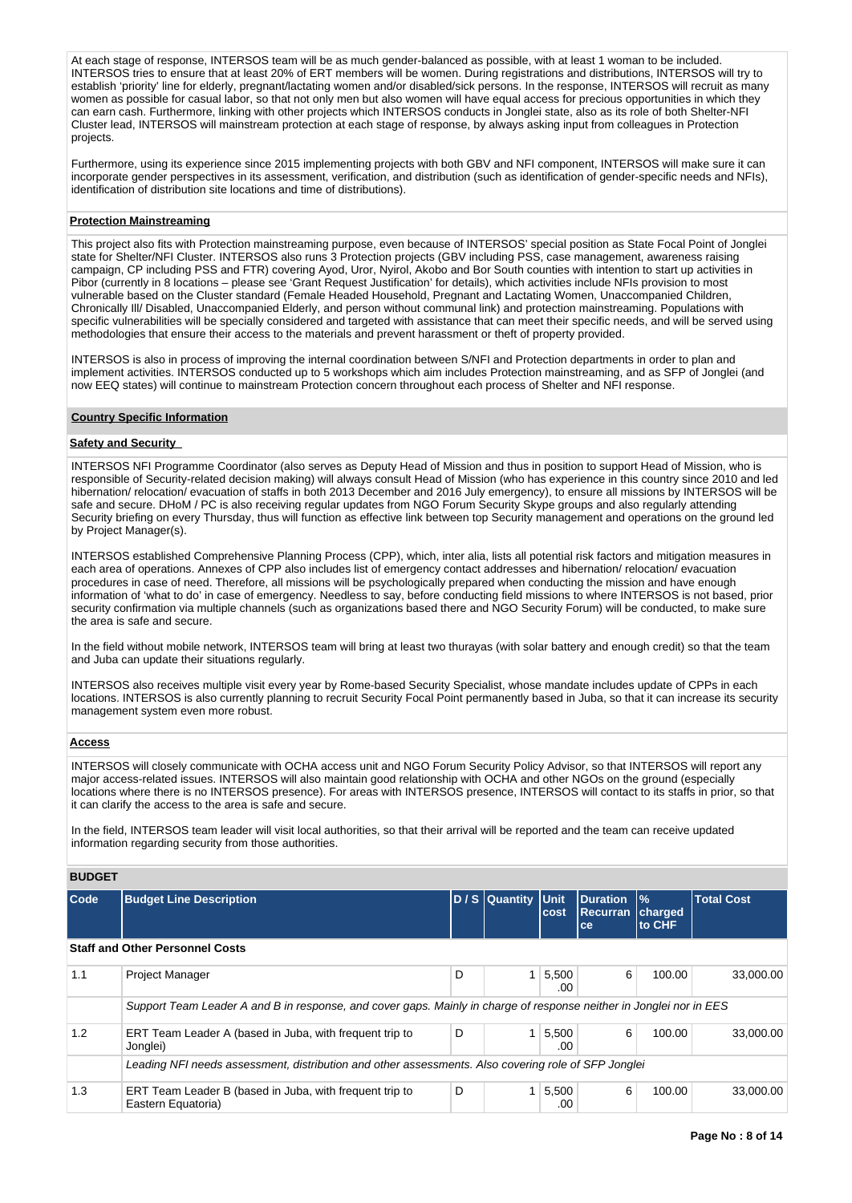At each stage of response, INTERSOS team will be as much gender-balanced as possible, with at least 1 woman to be included. INTERSOS tries to ensure that at least 20% of ERT members will be women. During registrations and distributions, INTERSOS will try to establish 'priority' line for elderly, pregnant/lactating women and/or disabled/sick persons. In the response, INTERSOS will recruit as many women as possible for casual labor, so that not only men but also women will have equal access for precious opportunities in which they can earn cash. Furthermore, linking with other projects which INTERSOS conducts in Jonglei state, also as its role of both Shelter-NFI Cluster lead, INTERSOS will mainstream protection at each stage of response, by always asking input from colleagues in Protection projects.

Furthermore, using its experience since 2015 implementing projects with both GBV and NFI component, INTERSOS will make sure it can incorporate gender perspectives in its assessment, verification, and distribution (such as identification of gender-specific needs and NFIs), identification of distribution site locations and time of distributions).

**Protection Mainstreaming**

This project also fits with Protection mainstreaming purpose, even because of INTERSOS' special position as State Focal Point of Jonglei state for Shelter/NFI Cluster. INTERSOS also runs 3 Protection projects (GBV including PSS, case management, awareness raising campaign, CP including PSS and FTR) covering Ayod, Uror, Nyirol, Akobo and Bor South counties with intention to start up activities in Pibor (currently in 8 locations – please see 'Grant Request Justification' for details), which activities include NFIs provision to most vulnerable based on the Cluster standard (Female Headed Household, Pregnant and Lactating Women, Unaccompanied Children, Chronically Ill/ Disabled, Unaccompanied Elderly, and person without communal link) and protection mainstreaming. Populations with specific vulnerabilities will be specially considered and targeted with assistance that can meet their specific needs, and will be served using methodologies that ensure their access to the materials and prevent harassment or theft of property provided.

INTERSOS is also in process of improving the internal coordination between S/NFI and Protection departments in order to plan and implement activities. INTERSOS conducted up to 5 workshops which aim includes Protection mainstreaming, and as SFP of Jonglei (and now EEQ states) will continue to mainstream Protection concern throughout each process of Shelter and NFI response.

## Country Specific Information

**Safety and Security**

INTERSOS NFI Programme Coordinator (also serves as Deputy Head of Mission and thus in position to support Head of Mission, who is responsible of Security-related decision making) will always consult Head of Mission (who has experience in this country since 2010 and led hibernation/ relocation/ evacuation of staffs in both 2013 December and 2016 July emergency), to ensure all missions by INTERSOS will be safe and secure. DHoM / PC is also receiving regular updates from NGO Forum Security Skype groups and also regularly attending Security briefing on every Thursday, thus will function as effective link between top Security management and operations on the ground led by Project Manager(s).

INTERSOS established Comprehensive Planning Process (CPP), which, inter alia, lists all potential risk factors and mitigation measures in each area of operations. Annexes of CPP also includes list of emergency contact addresses and hibernation/ relocation/ evacuation procedures in case of need. Therefore, all missions will be psychologically prepared when conducting the mission and have enough information of 'what to do' in case of emergency. Needless to say, before conducting field missions to where INTERSOS is not based, prior security confirmation via multiple channels (such as organizations based there and NGO Security Forum) will be conducted, to make sure the area is safe and secure.

In the field without mobile network, INTERSOS team will bring at least two thurayas (with solar battery and enough credit) so that the team and Juba can update their situations regularly.

INTERSOS also receives multiple visit every year by Rome-based Security Specialist, whose mandate includes update of CPPs in each locations. INTERSOS is also currently planning to recruit Security Focal Point permanently based in Juba, so that it can increase its security management system even more robust.

**Access**

INTERSOS will closely communicate with OCHA access unit and NGO Forum Security Policy Advisor, so that INTERSOS will report any major access-related issues. INTERSOS will also maintain good relationship with OCHA and other NGOs on the ground (especially locations where there is no INTERSOS presence). For areas with INTERSOS presence, INTERSOS will contact to its staffs in prior, so that it can clarify the access to the area is safe and secure.

In the field, INTERSOS team leader will visit local authorities, so that their arrival will be reported and the team can receive updated information regarding security from those authorities.

## BUDGET

| Code | Budget Line Description | D / S | Quantity | Unit cost | Duration Recurrance | % charged to CHF | Total Cost |
|---|---|---|---|---|---|---|---|
| **Staff and Other Personnel Costs** | | | | | | | |
| 1.1 | Project Manager | D | 1 | 5,500.00 | 6 | 100.00 | 33,000.00 |
| | *Support Team Leader A and B in response, and cover gaps. Mainly in charge of response neither in Jonglei nor in EES* | | | | | | |
| 1.2 | ERT Team Leader A (based in Juba, with frequent trip to Jonglei) | D | 1 | 5,500.00 | 6 | 100.00 | 33,000.00 |
| | *Leading NFI needs assessment, distribution and other assessments. Also covering role of SFP Jonglei* | | | | | | |
| 1.3 | ERT Team Leader B (based in Juba, with frequent trip to Eastern Equatoria) | D | 1 | 5,500.00 | 6 | 100.00 | 33,000.00 |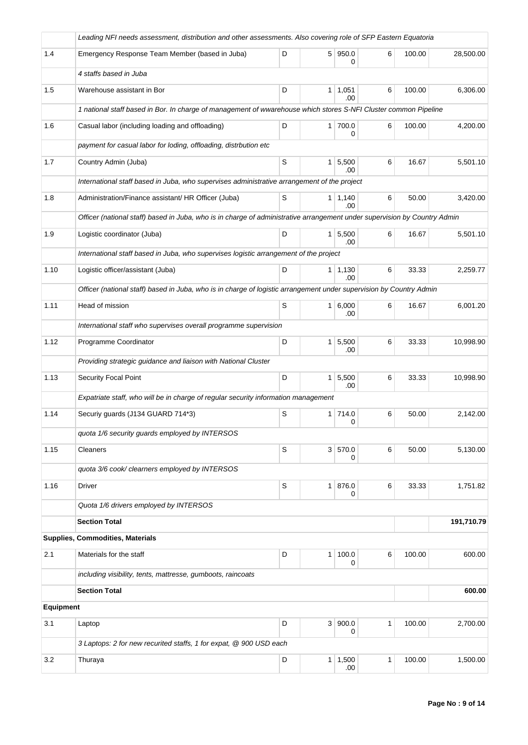| | | | | | | | |
|---|---|---|---|---|---|---|---|
| | *Leading NFI needs assessment, distribution and other assessments. Also covering role of SFP Eastern Equatoria* | | | | | | |
| 1.4 | Emergency Response Team Member (based in Juba) | D | 5 | 950.00 | 6 | 100.00 | 28,500.00 |
| | *4 staffs based in Juba* | | | | | | |
| 1.5 | Warehouse assistant in Bor | D | 1 | 1,051.00 | 6 | 100.00 | 6,306.00 |
| | *1 national staff based in Bor. In charge of management of wwarehouse which stores S-NFI Cluster common Pipeline* | | | | | | |
| 1.6 | Casual labor (including loading and offloading) | D | 1 | 700.00 | 6 | 100.00 | 4,200.00 |
| | *payment for casual labor for loding, offloading, distrbution etc* | | | | | | |
| 1.7 | Country Admin (Juba) | S | 1 | 5,500.00 | 6 | 16.67 | 5,501.10 |
| | *International staff based in Juba, who supervises administrative arrangement of the project* | | | | | | |
| 1.8 | Administration/Finance assistant/ HR Officer (Juba) | S | 1 | 1,140.00 | 6 | 50.00 | 3,420.00 |
| | *Officer (national staff) based in Juba, who is in charge of administrative arrangement under supervision by Country Admin* | | | | | | |
| 1.9 | Logistic coordinator (Juba) | D | 1 | 5,500.00 | 6 | 16.67 | 5,501.10 |
| | *International staff based in Juba, who supervises logistic arrangement of the project* | | | | | | |
| 1.10 | Logistic officer/assistant (Juba) | D | 1 | 1,130.00 | 6 | 33.33 | 2,259.77 |
| | *Officer (national staff) based in Juba, who is in charge of logistic arrangement under supervision by Country Admin* | | | | | | |
| 1.11 | Head of mission | S | 1 | 6,000.00 | 6 | 16.67 | 6,001.20 |
| | *International staff who supervises overall programme supervision* | | | | | | |
| 1.12 | Programme Coordinator | D | 1 | 5,500.00 | 6 | 33.33 | 10,998.90 |
| | *Providing strategic guidance and liaison with National Cluster* | | | | | | |
| 1.13 | Security Focal Point | D | 1 | 5,500.00 | 6 | 33.33 | 10,998.90 |
| | *Expatriate staff, who will be in charge of regular security information management* | | | | | | |
| 1.14 | Securiy guards (J134 GUARD 714*3) | S | 1 | 714.00 | 6 | 50.00 | 2,142.00 |
| | *quota 1/6 security guards employed by INTERSOS* | | | | | | |
| 1.15 | Cleaners | S | 3 | 570.00 | 6 | 50.00 | 5,130.00 |
| | *quota 3/6 cook/ clearners employed by INTERSOS* | | | | | | |
| 1.16 | Driver | S | 1 | 876.00 | 6 | 33.33 | 1,751.82 |
| | *Quota 1/6 drivers employed by INTERSOS* | | | | | | |
| | **Section Total** | | | | | | **191,710.79** |
| **Supplies, Commodities, Materials** | | | | | | | |
| 2.1 | Materials for the staff | D | 1 | 100.00 | 6 | 100.00 | 600.00 |
| | *including visibility, tents, mattresse, gumboots, raincoats* | | | | | | |
| | **Section Total** | | | | | | **600.00** |
| **Equipment** | | | | | | | |
| 3.1 | Laptop | D | 3 | 900.00 | 1 | 100.00 | 2,700.00 |
| | *3 Laptops: 2 for new recurited staffs, 1 for expat, @ 900 USD each* | | | | | | |
| 3.2 | Thuraya | D | 1 | 1,500.00 | 1 | 100.00 | 1,500.00 |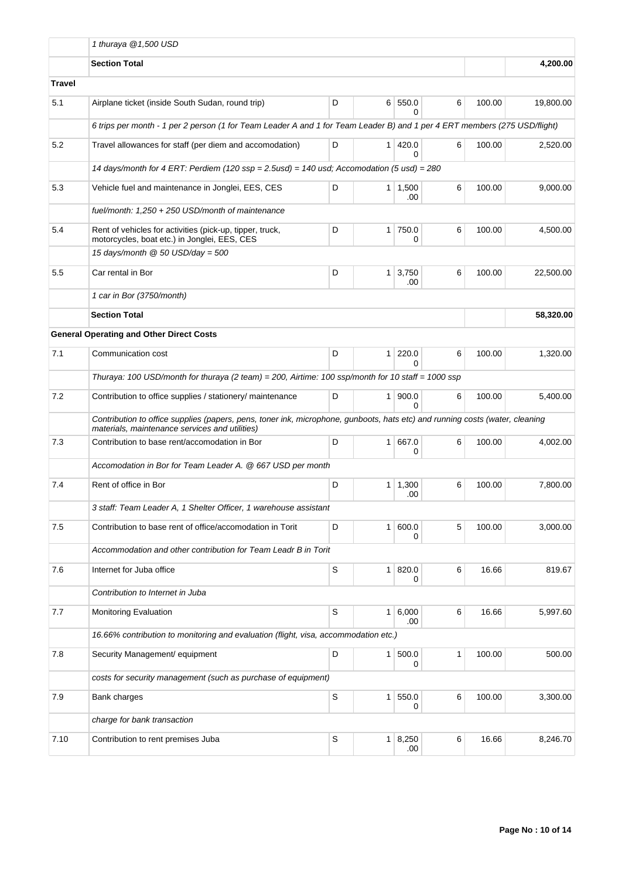| | | | | | | | |
|---|---|---|---|---|---|---|---|
| | *1 thuraya @1,500 USD* | | | | | | |
| | **Section Total** | | | | | | **4,200.00** |
| **Travel** | | | | | | | |
| 5.1 | Airplane ticket (inside South Sudan, round trip) | D | 6 | 550.00 | 6 | 100.00 | 19,800.00 |
| | *6 trips per month - 1 per 2 person (1 for Team Leader A and 1 for Team Leader B) and 1 per 4 ERT members (275 USD/flight)* | | | | | | |
| 5.2 | Travel allowances for staff (per diem and accomodation) | D | 1 | 420.00 | 6 | 100.00 | 2,520.00 |
| | *14 days/month for 4 ERT: Perdiem (120 ssp = 2.5usd) = 140 usd; Accomodation (5 usd) = 280* | | | | | | |
| 5.3 | Vehicle fuel and maintenance in Jonglei, EES, CES | D | 1 | 1,500.00 | 6 | 100.00 | 9,000.00 |
| | *fuel/month: 1,250 + 250 USD/month of maintenance* | | | | | | |
| 5.4 | Rent of vehicles for activities (pick-up, tipper, truck, motorcycles, boat etc.) in Jonglei, EES, CES | D | 1 | 750.00 | 6 | 100.00 | 4,500.00 |
| | *15 days/month @ 50 USD/day = 500* | | | | | | |
| 5.5 | Car rental in Bor | D | 1 | 3,750.00 | 6 | 100.00 | 22,500.00 |
| | *1 car in Bor (3750/month)* | | | | | | |
| | **Section Total** | | | | | | **58,320.00** |
| | **General Operating and Other Direct Costs** | | | | | | |
| 7.1 | Communication cost | D | 1 | 220.00 | 6 | 100.00 | 1,320.00 |
| | *Thuraya: 100 USD/month for thuraya (2 team) = 200, Airtime: 100 ssp/month for 10 staff = 1000 ssp* | | | | | | |
| 7.2 | Contribution to office supplies / stationery/ maintenance | D | 1 | 900.00 | 6 | 100.00 | 5,400.00 |
| | *Contribution to office supplies (papers, pens, toner ink, microphone, gunboots, hats etc) and running costs (water, cleaning materials, maintenance services and utilities)* | | | | | | |
| 7.3 | Contribution to base rent/accomodation in Bor | D | 1 | 667.00 | 6 | 100.00 | 4,002.00 |
| | *Accomodation in Bor for Team Leader A. @ 667 USD per month* | | | | | | |
| 7.4 | Rent of office in Bor | D | 1 | 1,300.00 | 6 | 100.00 | 7,800.00 |
| | *3 staff: Team Leader A, 1 Shelter Officer, 1 warehouse assistant* | | | | | | |
| 7.5 | Contribution to base rent of office/accomodation in Torit | D | 1 | 600.00 | 5 | 100.00 | 3,000.00 |
| | *Accommodation and other contribution for Team Leadr B in Torit* | | | | | | |
| 7.6 | Internet for Juba office | S | 1 | 820.00 | 6 | 16.66 | 819.67 |
| | *Contribution to Internet in Juba* | | | | | | |
| 7.7 | Monitoring Evaluation | S | 1 | 6,000.00 | 6 | 16.66 | 5,997.60 |
| | *16.66% contribution to monitoring and evaluation (flight, visa, accommodation etc.)* | | | | | | |
| 7.8 | Security Management/ equipment | D | 1 | 500.00 | 1 | 100.00 | 500.00 |
| | *costs for security management (such as purchase of equipment)* | | | | | | |
| 7.9 | Bank charges | S | 1 | 550.00 | 6 | 100.00 | 3,300.00 |
| | *charge for bank transaction* | | | | | | |
| 7.10 | Contribution to rent premises Juba | S | 1 | 8,250.00 | 6 | 16.66 | 8,246.70 |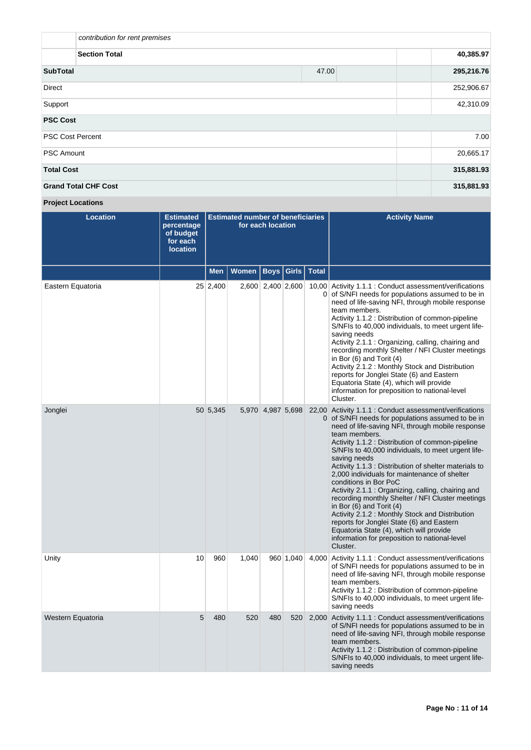| | | | | |
|---|---|---|---|---|
| | *contribution for rent premises* | | | |
| | **Section Total** | | | **40,385.97** |
| **SubTotal** | | 47.00 | | **295,216.76** |
| Direct | | | | 252,906.67 |
| Support | | | | 42,310.09 |
| **PSC Cost** | | | | |
| PSC Cost Percent | | | | 7.00 |
| PSC Amount | | | | 20,665.17 |
| **Total Cost** | | | | **315,881.93** |
| **Grand Total CHF Cost** | | | | **315,881.93** |

**Project Locations**

| Location | Estimated percentage of budget for each location | Estimated number of beneficiaries for each location | | | | | Activity Name |
|---|---|---|---|---|---|---|---|
| | | Men | Women | Boys | Girls | Total | |
| Eastern Equatoria | 25 | 2,400 | 2,600 | 2,400 | 2,600 | 10,000 | Activity 1.1.1 : Conduct assessment/verifications of S/NFI needs for populations assumed to be in need of life-saving NFI, through mobile response team members.<br>Activity 1.1.2 : Distribution of common-pipeline S/NFIs to 40,000 individuals, to meet urgent life-saving needs<br>Activity 2.1.1 : Organizing, calling, chairing and recording monthly Shelter / NFI Cluster meetings in Bor (6) and Torit (4)<br>Activity 2.1.2 : Monthly Stock and Distribution reports for Jonglei State (6) and Eastern Equatoria State (4), which will provide information for preposition to national-level Cluster. |
| Jonglei | 50 | 5,345 | 5,970 | 4,987 | 5,698 | 22,000 | Activity 1.1.1 : Conduct assessment/verifications of S/NFI needs for populations assumed to be in need of life-saving NFI, through mobile response team members.<br>Activity 1.1.2 : Distribution of common-pipeline S/NFIs to 40,000 individuals, to meet urgent life-saving needs<br>Activity 1.1.3 : Distribution of shelter materials to 2,000 individuals for maintenance of shelter conditions in Bor PoC<br>Activity 2.1.1 : Organizing, calling, chairing and recording monthly Shelter / NFI Cluster meetings in Bor (6) and Torit (4)<br>Activity 2.1.2 : Monthly Stock and Distribution reports for Jonglei State (6) and Eastern Equatoria State (4), which will provide information for preposition to national-level Cluster. |
| Unity | 10 | 960 | 1,040 | 960 | 1,040 | 4,000 | Activity 1.1.1 : Conduct assessment/verifications of S/NFI needs for populations assumed to be in need of life-saving NFI, through mobile response team members.<br>Activity 1.1.2 : Distribution of common-pipeline S/NFIs to 40,000 individuals, to meet urgent life-saving needs |
| Western Equatoria | 5 | 480 | 520 | 480 | 520 | 2,000 | Activity 1.1.1 : Conduct assessment/verifications of S/NFI needs for populations assumed to be in need of life-saving NFI, through mobile response team members.<br>Activity 1.1.2 : Distribution of common-pipeline S/NFIs to 40,000 individuals, to meet urgent life-saving needs |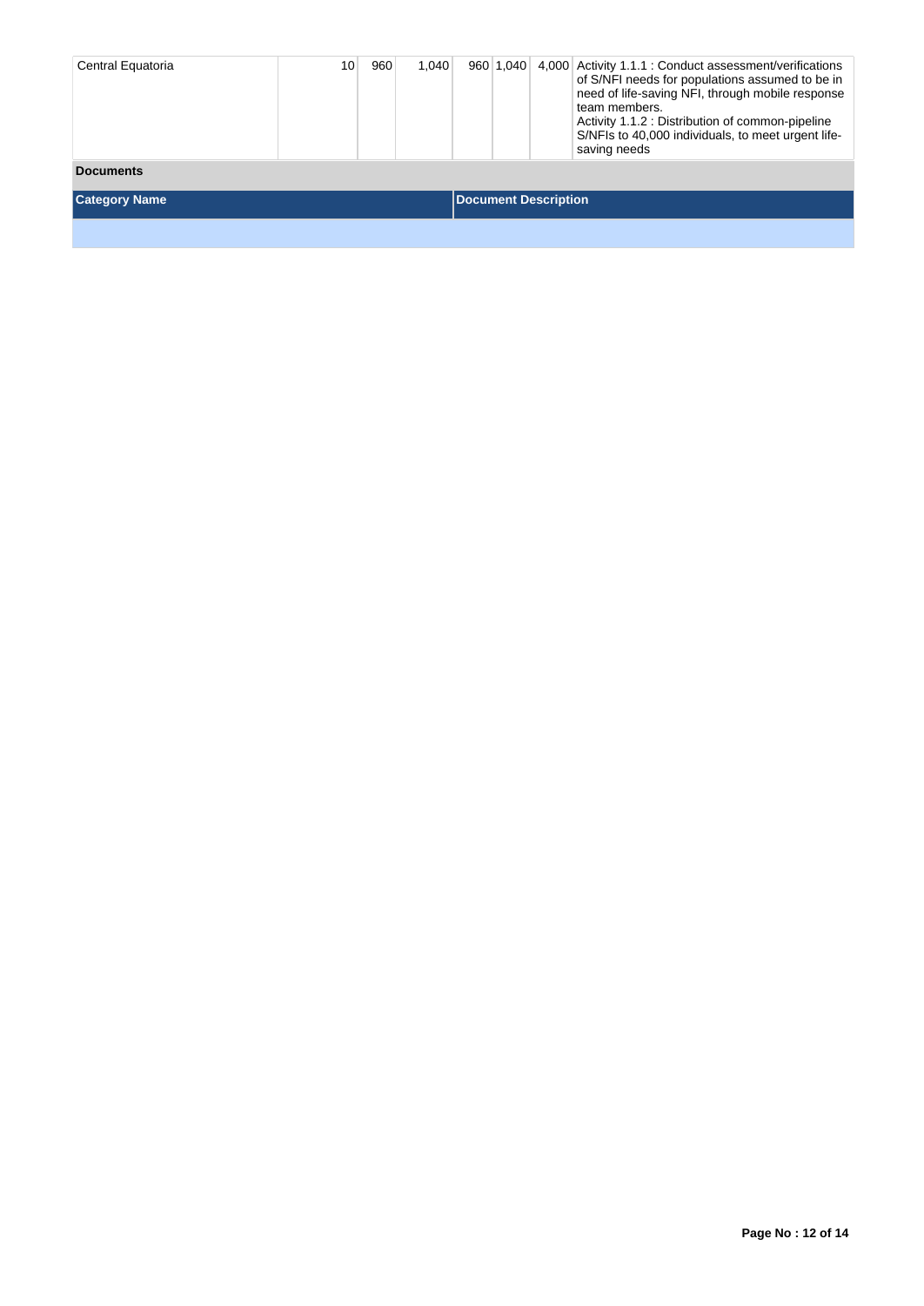| | | | | | | | |
|---|---|---|---|---|---|---|---|
| Central Equatoria | 10 | 960 | 1,040 | 960 | 1,040 | 4,000 | Activity 1.1.1 : Conduct assessment/verifications of S/NFI needs for populations assumed to be in need of life-saving NFI, through mobile response team members.<br>Activity 1.1.2 : Distribution of common-pipeline S/NFIs to 40,000 individuals, to meet urgent life-saving needs |

**Documents**

| Category Name | Document Description |
|---|---|
| | |